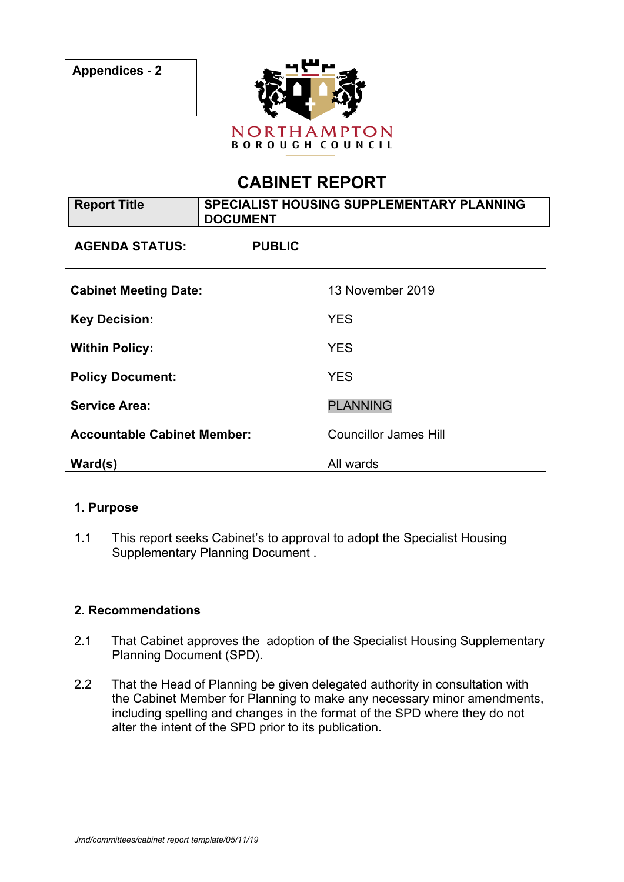**Appendices - 2**

NORTHAMPTON BOROUGH COUNCIL

# CABINET REPORT

| Report Title | SPECIALIST HOUSING SUPPLEMENTARY PLANNING DOCUMENT |
|---|---|

**AGENDA STATUS:** **PUBLIC**

| | |
|---|---|
| **Cabinet Meeting Date:** | 13 November 2019 |
| **Key Decision:** | YES |
| **Within Policy:** | YES |
| **Policy Document:** | YES |
| **Service Area:** | PLANNING |
| **Accountable Cabinet Member:** | Councillor James Hill |
| **Ward(s)** | All wards |

## 1. Purpose

1.1 This report seeks Cabinet's to approval to adopt the Specialist Housing Supplementary Planning Document .

## 2. Recommendations

2.1 That Cabinet approves the adoption of the Specialist Housing Supplementary Planning Document (SPD).

2.2 That the Head of Planning be given delegated authority in consultation with the Cabinet Member for Planning to make any necessary minor amendments, including spelling and changes in the format of the SPD where they do not alter the intent of the SPD prior to its publication.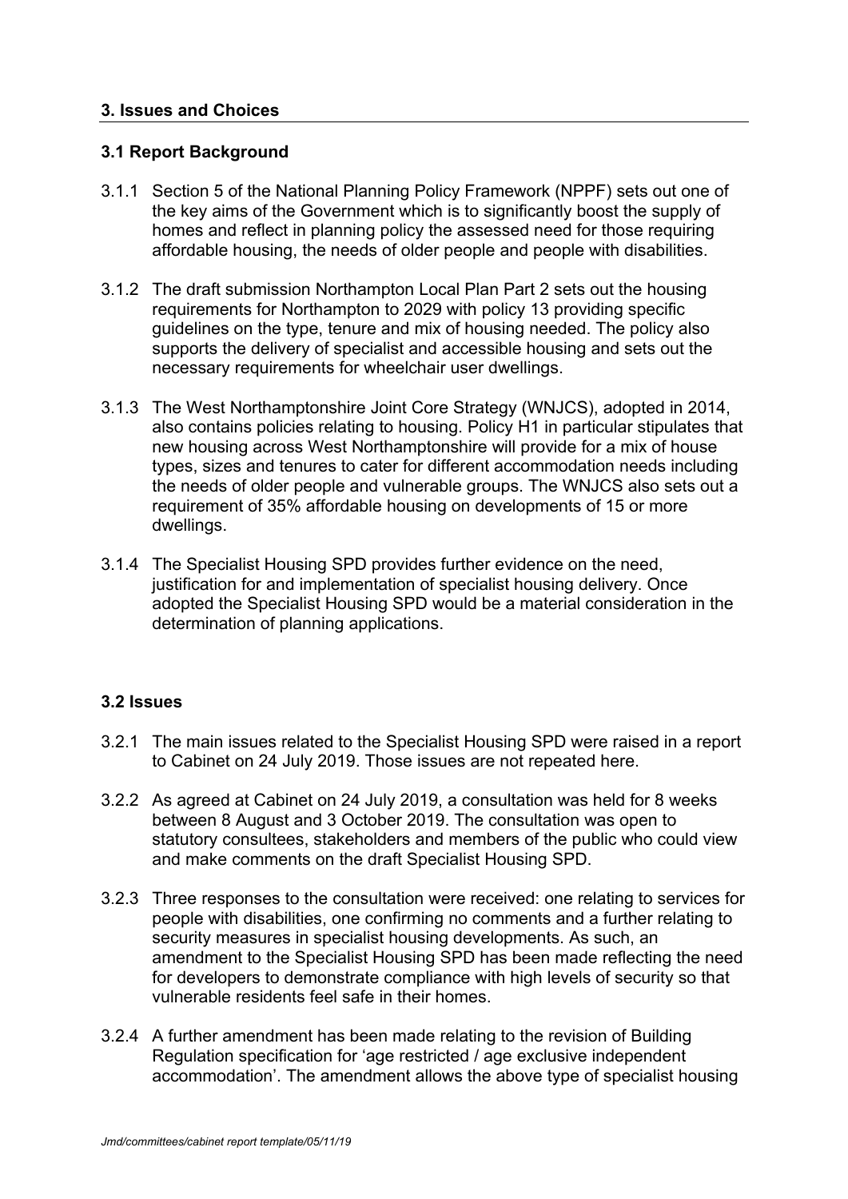## 3. Issues and Choices

### 3.1 Report Background

3.1.1 Section 5 of the National Planning Policy Framework (NPPF) sets out one of the key aims of the Government which is to significantly boost the supply of homes and reflect in planning policy the assessed need for those requiring affordable housing, the needs of older people and people with disabilities.

3.1.2 The draft submission Northampton Local Plan Part 2 sets out the housing requirements for Northampton to 2029 with policy 13 providing specific guidelines on the type, tenure and mix of housing needed. The policy also supports the delivery of specialist and accessible housing and sets out the necessary requirements for wheelchair user dwellings.

3.1.3 The West Northamptonshire Joint Core Strategy (WNJCS), adopted in 2014, also contains policies relating to housing. Policy H1 in particular stipulates that new housing across West Northamptonshire will provide for a mix of house types, sizes and tenures to cater for different accommodation needs including the needs of older people and vulnerable groups. The WNJCS also sets out a requirement of 35% affordable housing on developments of 15 or more dwellings.

3.1.4 The Specialist Housing SPD provides further evidence on the need, justification for and implementation of specialist housing delivery. Once adopted the Specialist Housing SPD would be a material consideration in the determination of planning applications.

### 3.2 Issues

3.2.1 The main issues related to the Specialist Housing SPD were raised in a report to Cabinet on 24 July 2019. Those issues are not repeated here.

3.2.2 As agreed at Cabinet on 24 July 2019, a consultation was held for 8 weeks between 8 August and 3 October 2019. The consultation was open to statutory consultees, stakeholders and members of the public who could view and make comments on the draft Specialist Housing SPD.

3.2.3 Three responses to the consultation were received: one relating to services for people with disabilities, one confirming no comments and a further relating to security measures in specialist housing developments. As such, an amendment to the Specialist Housing SPD has been made reflecting the need for developers to demonstrate compliance with high levels of security so that vulnerable residents feel safe in their homes.

3.2.4 A further amendment has been made relating to the revision of Building Regulation specification for 'age restricted / age exclusive independent accommodation'. The amendment allows the above type of specialist housing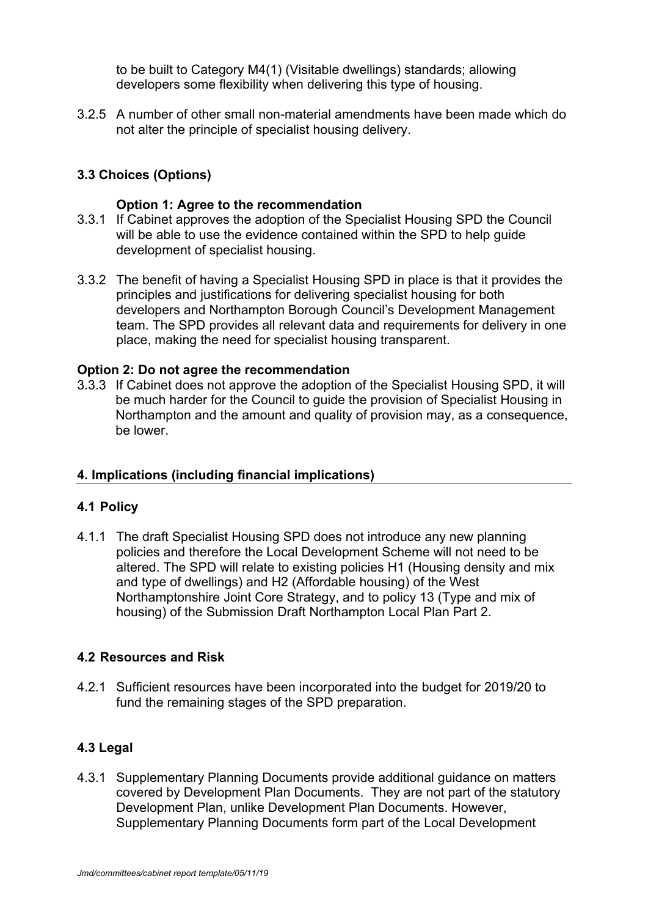to be built to Category M4(1) (Visitable dwellings) standards; allowing developers some flexibility when delivering this type of housing.

3.2.5 A number of other small non-material amendments have been made which do not alter the principle of specialist housing delivery.

### 3.3 Choices (Options)

**Option 1: Agree to the recommendation**

3.3.1 If Cabinet approves the adoption of the Specialist Housing SPD the Council will be able to use the evidence contained within the SPD to help guide development of specialist housing.

3.3.2 The benefit of having a Specialist Housing SPD in place is that it provides the principles and justifications for delivering specialist housing for both developers and Northampton Borough Council's Development Management team. The SPD provides all relevant data and requirements for delivery in one place, making the need for specialist housing transparent.

**Option 2: Do not agree the recommendation**

3.3.3 If Cabinet does not approve the adoption of the Specialist Housing SPD, it will be much harder for the Council to guide the provision of Specialist Housing in Northampton and the amount and quality of provision may, as a consequence, be lower.

## 4. Implications (including financial implications)

### 4.1 Policy

4.1.1 The draft Specialist Housing SPD does not introduce any new planning policies and therefore the Local Development Scheme will not need to be altered. The SPD will relate to existing policies H1 (Housing density and mix and type of dwellings) and H2 (Affordable housing) of the West Northamptonshire Joint Core Strategy, and to policy 13 (Type and mix of housing) of the Submission Draft Northampton Local Plan Part 2.

### 4.2 Resources and Risk

4.2.1 Sufficient resources have been incorporated into the budget for 2019/20 to fund the remaining stages of the SPD preparation.

### 4.3 Legal

4.3.1 Supplementary Planning Documents provide additional guidance on matters covered by Development Plan Documents. They are not part of the statutory Development Plan, unlike Development Plan Documents. However, Supplementary Planning Documents form part of the Local Development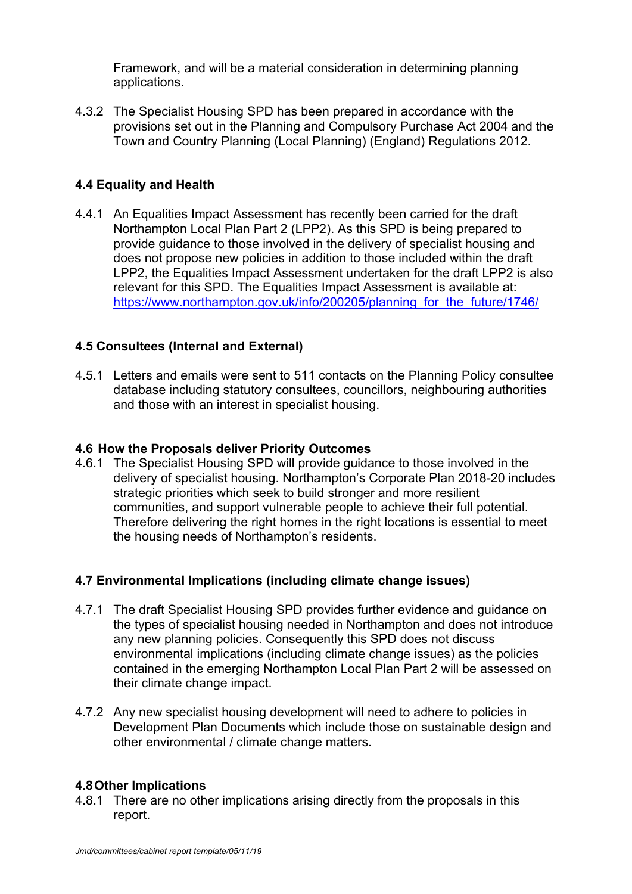Framework, and will be a material consideration in determining planning applications.

4.3.2 The Specialist Housing SPD has been prepared in accordance with the provisions set out in the Planning and Compulsory Purchase Act 2004 and the Town and Country Planning (Local Planning) (England) Regulations 2012.

### 4.4 Equality and Health

4.4.1 An Equalities Impact Assessment has recently been carried for the draft Northampton Local Plan Part 2 (LPP2). As this SPD is being prepared to provide guidance to those involved in the delivery of specialist housing and does not propose new policies in addition to those included within the draft LPP2, the Equalities Impact Assessment undertaken for the draft LPP2 is also relevant for this SPD. The Equalities Impact Assessment is available at: https://www.northampton.gov.uk/info/200205/planning_for_the_future/1746/

### 4.5 Consultees (Internal and External)

4.5.1 Letters and emails were sent to 511 contacts on the Planning Policy consultee database including statutory consultees, councillors, neighbouring authorities and those with an interest in specialist housing.

### 4.6 How the Proposals deliver Priority Outcomes

4.6.1 The Specialist Housing SPD will provide guidance to those involved in the delivery of specialist housing. Northampton's Corporate Plan 2018-20 includes strategic priorities which seek to build stronger and more resilient communities, and support vulnerable people to achieve their full potential. Therefore delivering the right homes in the right locations is essential to meet the housing needs of Northampton's residents.

### 4.7 Environmental Implications (including climate change issues)

4.7.1 The draft Specialist Housing SPD provides further evidence and guidance on the types of specialist housing needed in Northampton and does not introduce any new planning policies. Consequently this SPD does not discuss environmental implications (including climate change issues) as the policies contained in the emerging Northampton Local Plan Part 2 will be assessed on their climate change impact.

4.7.2 Any new specialist housing development will need to adhere to policies in Development Plan Documents which include those on sustainable design and other environmental / climate change matters.

### 4.8 Other Implications

4.8.1 There are no other implications arising directly from the proposals in this report.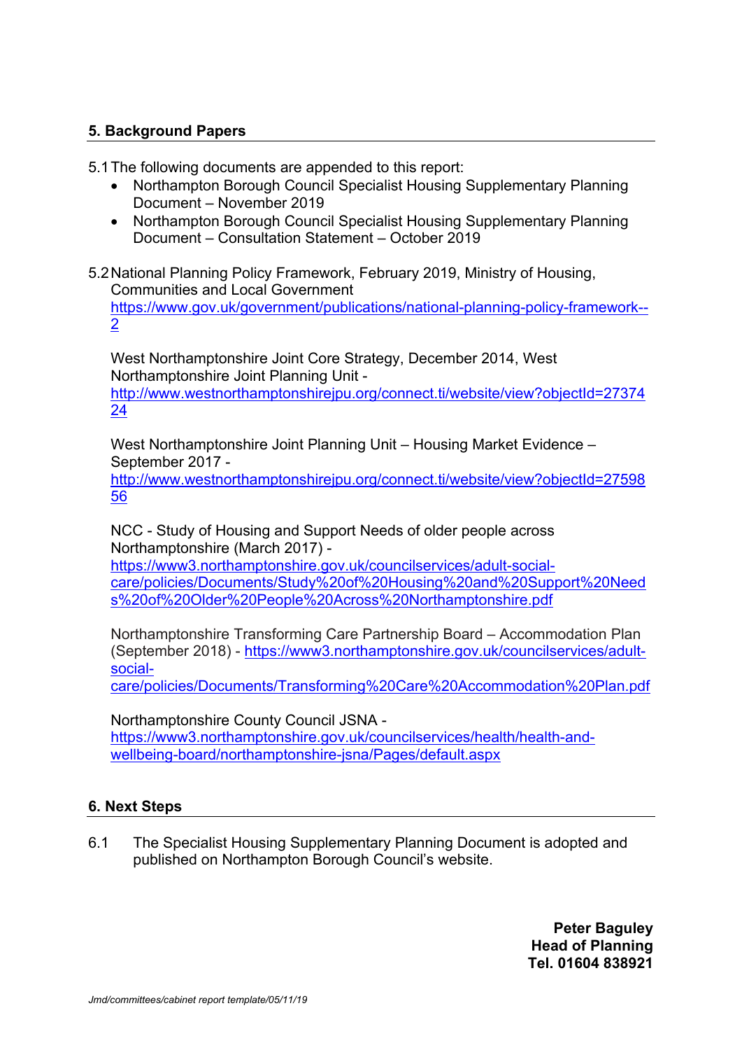## 5. Background Papers

5.1 The following documents are appended to this report:

- Northampton Borough Council Specialist Housing Supplementary Planning Document – November 2019
- Northampton Borough Council Specialist Housing Supplementary Planning Document – Consultation Statement – October 2019

5.2 National Planning Policy Framework, February 2019, Ministry of Housing, Communities and Local Government
https://www.gov.uk/government/publications/national-planning-policy-framework--2

West Northamptonshire Joint Core Strategy, December 2014, West Northamptonshire Joint Planning Unit -
http://www.westnorthamptonshirejpu.org/connect.ti/website/view?objectId=2737424

West Northamptonshire Joint Planning Unit – Housing Market Evidence – September 2017 -
http://www.westnorthamptonshirejpu.org/connect.ti/website/view?objectId=2759856

NCC - Study of Housing and Support Needs of older people across Northamptonshire (March 2017) -
https://www3.northamptonshire.gov.uk/councilservices/adult-social-care/policies/Documents/Study%20of%20Housing%20and%20Support%20Needs%20of%20Older%20People%20Across%20Northamptonshire.pdf

Northamptonshire Transforming Care Partnership Board – Accommodation Plan (September 2018) - https://www3.northamptonshire.gov.uk/councilservices/adult-social-care/policies/Documents/Transforming%20Care%20Accommodation%20Plan.pdf

Northamptonshire County Council JSNA -
https://www3.northamptonshire.gov.uk/councilservices/health/health-and-wellbeing-board/northamptonshire-jsna/Pages/default.aspx

## 6. Next Steps

6.1 The Specialist Housing Supplementary Planning Document is adopted and published on Northampton Borough Council's website.

**Peter Baguley**
**Head of Planning**
**Tel. 01604 838921**

*Jmd/committees/cabinet report template/05/11/19*